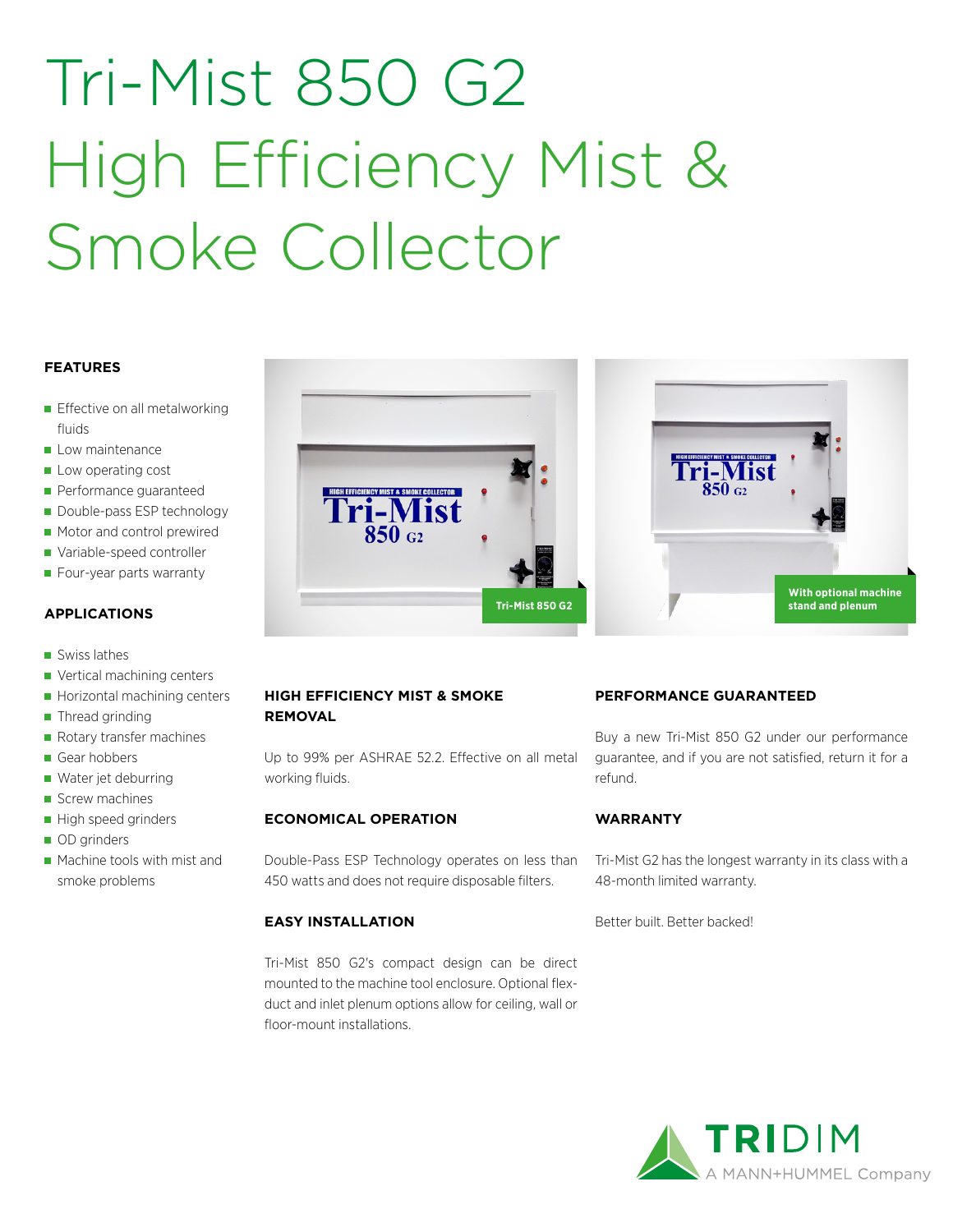# Tri-Mist 850 G2 High Efficiency Mist & Smoke Collector

### FEATURES

- Effective on all metalworking fluids
- Low maintenance
- Low operating cost
- Performance guaranteed
- Double-pass ESP technology
- Motor and control prewired
- Variable-speed controller
- Four-year parts warranty

### APPLICATIONS

- Swiss lathes
- Vertical machining centers
- Horizontal machining centers
- Thread grinding
- Rotary transfer machines
- Gear hobbers
- Water jet deburring
- Screw machines
- High speed grinders
- OD grinders
- Machine tools with mist and smoke problems

Tri-Mist 850 G2

With optional machine stand and plenum

### HIGH EFFICIENCY MIST & SMOKE REMOVAL

Up to 99% per ASHRAE 52.2. Effective on all metal working fluids.

### ECONOMICAL OPERATION

Double-Pass ESP Technology operates on less than 450 watts and does not require disposable filters.

### EASY INSTALLATION

Tri-Mist 850 G2's compact design can be direct mounted to the machine tool enclosure. Optional flex-duct and inlet plenum options allow for ceiling, wall or floor-mount installations.

### PERFORMANCE GUARANTEED

Buy a new Tri-Mist 850 G2 under our performance guarantee, and if you are not satisfied, return it for a refund.

### WARRANTY

Tri-Mist G2 has the longest warranty in its class with a 48-month limited warranty.

Better built. Better backed!

TRIDIM
A MANN+HUMMEL Company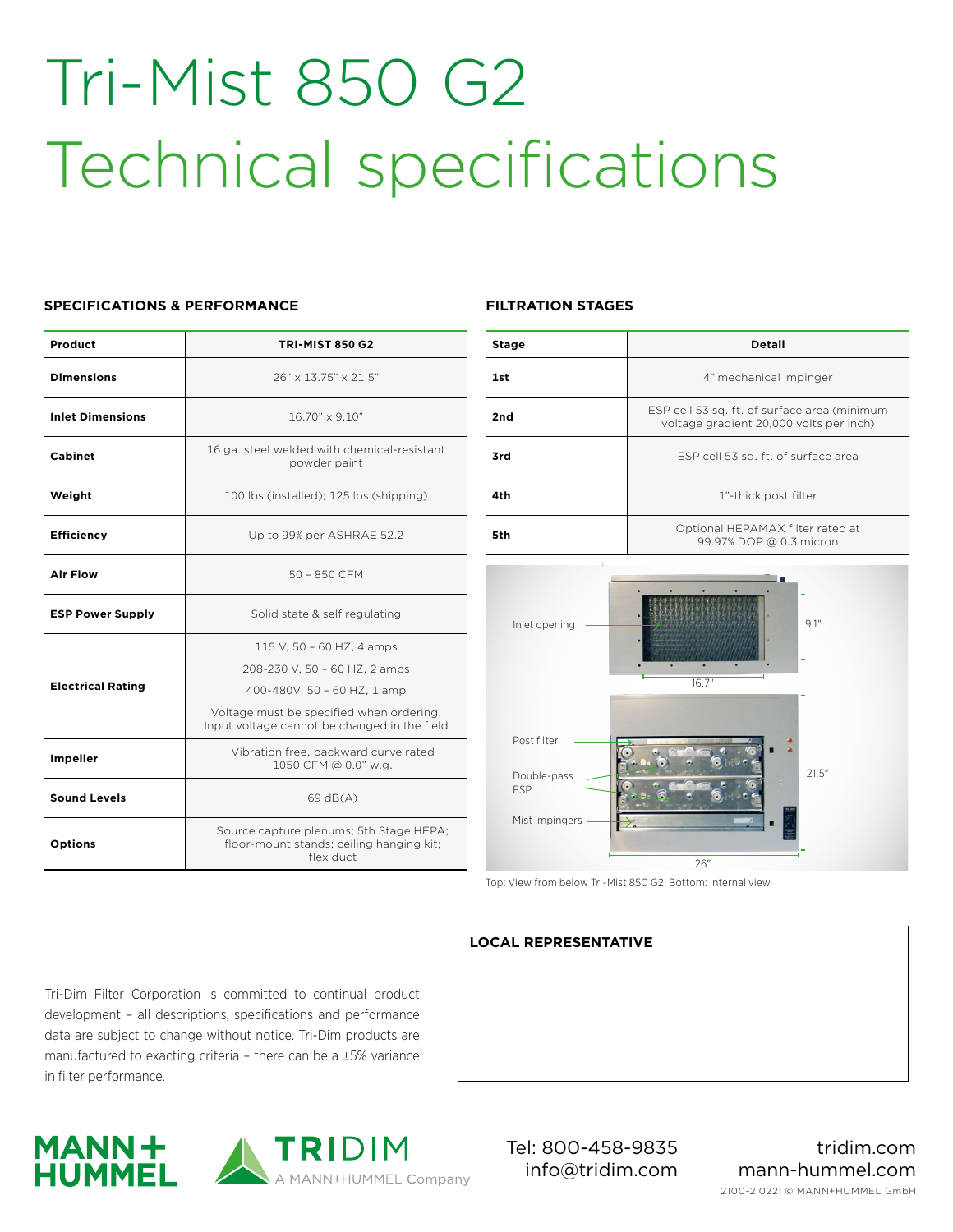# Tri-Mist 850 G2 Technical specifications

### SPECIFICATIONS & PERFORMANCE

| Product | TRI-MIST 850 G2 |
|---|---|
| Dimensions | 26" x 13.75" x 21.5" |
| Inlet Dimensions | 16.70" x 9.10" |
| Cabinet | 16 ga. steel welded with chemical-resistant powder paint |
| Weight | 100 lbs (installed); 125 lbs (shipping) |
| Efficiency | Up to 99% per ASHRAE 52.2 |
| Air Flow | 50 – 850 CFM |
| ESP Power Supply | Solid state & self regulating |
| Electrical Rating | 115 V, 50 – 60 HZ, 4 amps<br>208-230 V, 50 – 60 HZ, 2 amps<br>400-480V, 50 – 60 HZ, 1 amp<br>Voltage must be specified when ordering. Input voltage cannot be changed in the field |
| Impeller | Vibration free, backward curve rated 1050 CFM @ 0.0" w.g. |
| Sound Levels | 69 dB(A) |
| Options | Source capture plenums; 5th Stage HEPA; floor-mount stands; ceiling hanging kit; flex duct |

### FILTRATION STAGES

| Stage | Detail |
|---|---|
| 1st | 4" mechanical impinger |
| 2nd | ESP cell 53 sq. ft. of surface area (minimum voltage gradient 20,000 volts per inch) |
| 3rd | ESP cell 53 sq. ft. of surface area |
| 4th | 1"-thick post filter |
| 5th | Optional HEPAMAX filter rated at 99.97% DOP @ 0.3 micron |

Inlet opening
9.1"
16.7"
Post filter
Double-pass ESP
Mist impingers
21.5"
26"

Top: View from below Tri-Mist 850 G2. Bottom: Internal view

Tri-Dim Filter Corporation is committed to continual product development – all descriptions, specifications and performance data are subject to change without notice. Tri-Dim products are manufactured to exacting criteria – there can be a ±5% variance in filter performance.

**LOCAL REPRESENTATIVE**

MANN+HUMMEL

TRIDIM A MANN+HUMMEL Company

Tel: 800-458-9835
info@tridim.com

tridim.com
mann-hummel.com

2100-2 0221 © MANN+HUMMEL GmbH